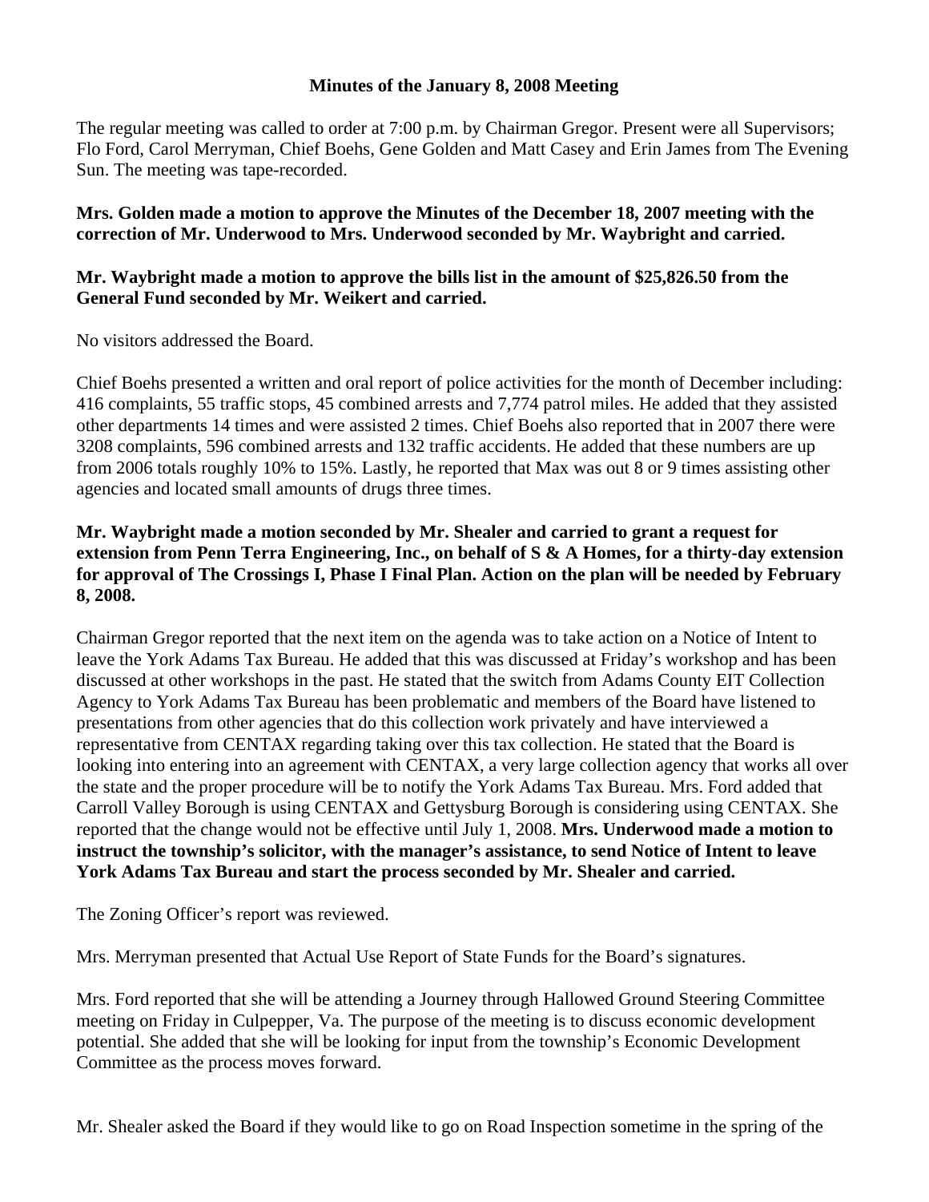**Minutes of the January 8, 2008 Meeting**

The regular meeting was called to order at 7:00 p.m. by Chairman Gregor. Present were all Supervisors; Flo Ford, Carol Merryman, Chief Boehs, Gene Golden and Matt Casey and Erin James from The Evening Sun. The meeting was tape-recorded.

**Mrs. Golden made a motion to approve the Minutes of the December 18, 2007 meeting with the correction of Mr. Underwood to Mrs. Underwood seconded by Mr. Waybright and carried.**

**Mr. Waybright made a motion to approve the bills list in the amount of $25,826.50 from the General Fund seconded by Mr. Weikert and carried.**

No visitors addressed the Board.

Chief Boehs presented a written and oral report of police activities for the month of December including: 416 complaints, 55 traffic stops, 45 combined arrests and 7,774 patrol miles. He added that they assisted other departments 14 times and were assisted 2 times. Chief Boehs also reported that in 2007 there were 3208 complaints, 596 combined arrests and 132 traffic accidents. He added that these numbers are up from 2006 totals roughly 10% to 15%. Lastly, he reported that Max was out 8 or 9 times assisting other agencies and located small amounts of drugs three times.

**Mr. Waybright made a motion seconded by Mr. Shealer and carried to grant a request for extension from Penn Terra Engineering, Inc., on behalf of S & A Homes, for a thirty-day extension for approval of The Crossings I, Phase I Final Plan. Action on the plan will be needed by February 8, 2008.**

Chairman Gregor reported that the next item on the agenda was to take action on a Notice of Intent to leave the York Adams Tax Bureau. He added that this was discussed at Friday's workshop and has been discussed at other workshops in the past. He stated that the switch from Adams County EIT Collection Agency to York Adams Tax Bureau has been problematic and members of the Board have listened to presentations from other agencies that do this collection work privately and have interviewed a representative from CENTAX regarding taking over this tax collection. He stated that the Board is looking into entering into an agreement with CENTAX, a very large collection agency that works all over the state and the proper procedure will be to notify the York Adams Tax Bureau. Mrs. Ford added that Carroll Valley Borough is using CENTAX and Gettysburg Borough is considering using CENTAX. She reported that the change would not be effective until July 1, 2008. **Mrs. Underwood made a motion to instruct the township's solicitor, with the manager's assistance, to send Notice of Intent to leave York Adams Tax Bureau and start the process seconded by Mr. Shealer and carried.**

The Zoning Officer's report was reviewed.

Mrs. Merryman presented that Actual Use Report of State Funds for the Board's signatures.

Mrs. Ford reported that she will be attending a Journey through Hallowed Ground Steering Committee meeting on Friday in Culpepper, Va. The purpose of the meeting is to discuss economic development potential. She added that she will be looking for input from the township's Economic Development Committee as the process moves forward.

Mr. Shealer asked the Board if they would like to go on Road Inspection sometime in the spring of the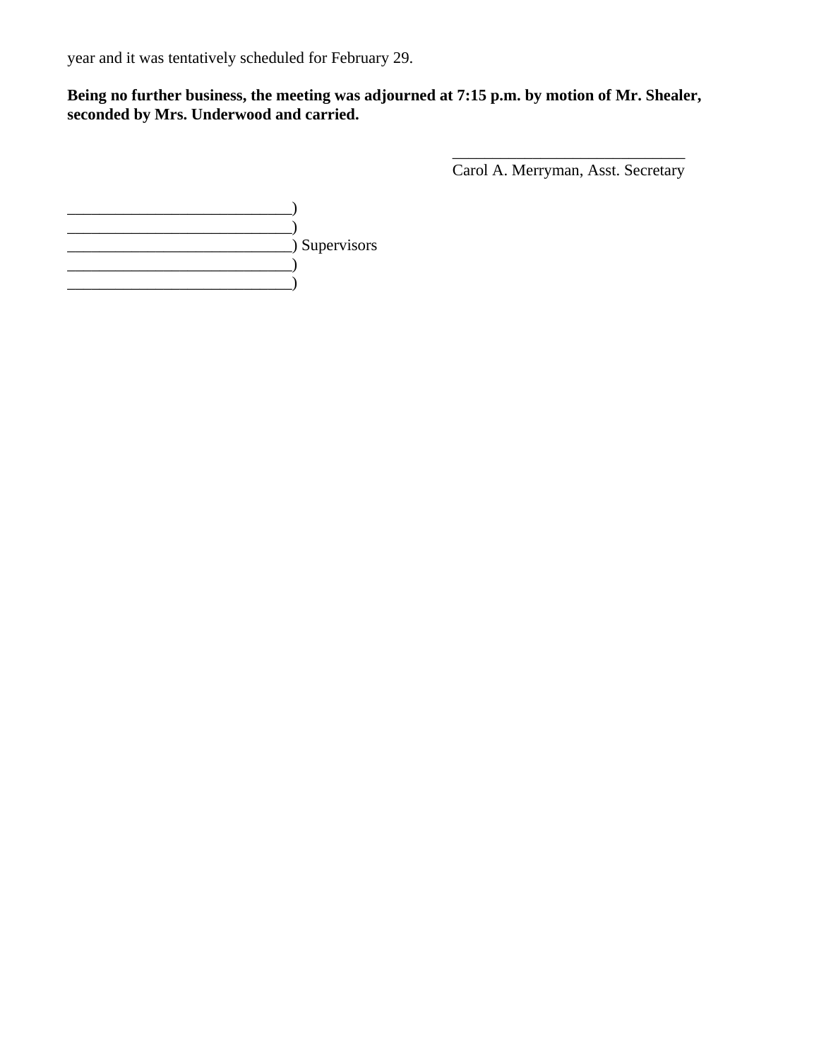year and it was tentatively scheduled for February 29.

**Being no further business, the meeting was adjourned at 7:15 p.m. by motion of Mr. Shealer, seconded by Mrs. Underwood and carried.**

_____________________________
Carol A. Merryman, Asst. Secretary

_____________________________)
_____________________________)
_____________________________) Supervisors
_____________________________)
_____________________________)